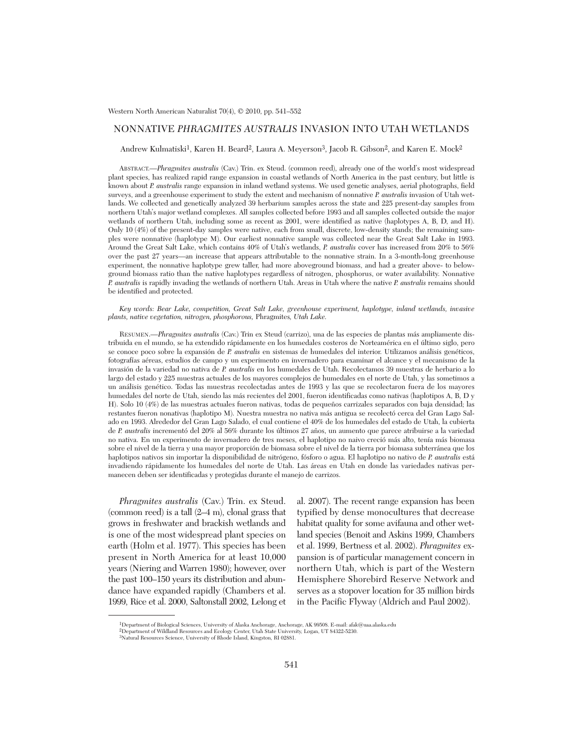# NONNATIVE *PHRAGMITES AUSTRALIS* INVASION INTO UTAH WETLANDS

Andrew Kulmatiski[1], Karen H. Beard[2], Laura A. Meyerson[3], Jacob R. Gibson[2], and Karen E. Mock[2]

ABSTRACT.—*Phragmites australis* (Cav.) Trin. ex Steud. (common reed), already one of the world's most widespread plant species, has realized rapid range expansion in coastal wetlands of North America in the past century, but little is known about *P. australis* range expansion in inland wetland systems. We used genetic analyses, aerial photographs, field surveys, and a greenhouse experiment to study the extent and mechanism of nonnative *P. australis* invasion of Utah wetlands. We collected and genetically analyzed 39 herbarium samples across the state and 225 present-day samples from northern Utah's major wetland complexes. All samples collected before 1993 and all samples collected outside the major wetlands of northern Utah, including some as recent as 2001, were identified as native (haplotypes A, B, D, and H). Only 10 (4%) of the present-day samples were native, each from small, discrete, low-density stands; the remaining samples were nonnative (haplotype M). Our earliest nonnative sample was collected near the Great Salt Lake in 1993. Around the Great Salt Lake, which contains 40% of Utah's wetlands, *P. australis* cover has increased from 20% to 56% over the past 27 years—an increase that appears attributable to the nonnative strain. In a 3-month-long greenhouse experiment, the nonnative haplotype grew taller, had more aboveground biomass, and had a greater above- to belowground biomass ratio than the native haplotypes regardless of nitrogen, phosphorus, or water availability. Nonnative *P. australis* is rapidly invading the wetlands of northern Utah. Areas in Utah where the native *P. australis* remains should be identified and protected.

*Key words: Bear Lake, competition, Great Salt Lake, greenhouse experiment, haplotype, inland wetlands, invasive plants, native vegetation, nitrogen, phosphorous,* Phragmites, *Utah Lake.*

RESUMEN.—*Phragmites australis* (Cav.) Trin ex Steud (carrizo), una de las especies de plantas más ampliamente distribuida en el mundo, se ha extendido rápidamente en los humedales costeros de Norteamérica en el último siglo, pero se conoce poco sobre la expansión de *P. australis* en sistemas de humedales del interior. Utilizamos análisis genéticos, fotografías aéreas, estudios de campo y un experimento en invernadero para examinar el alcance y el mecanismo de la invasión de la variedad no nativa de *P. australis* en los humedales de Utah. Recolectamos 39 muestras de herbario a lo largo del estado y 225 muestras actuales de los mayores complejos de humedales en el norte de Utah, y las sometimos a un análisis genético. Todas las muestras recolectadas antes de 1993 y las que se recolectaron fuera de los mayores humedales del norte de Utah, siendo las más recientes del 2001, fueron identificadas como nativas (haplotipos A, B, D y H). Solo 10 (4%) de las muestras actuales fueron nativas, todas de pequeños carrizales separados con baja densidad; las restantes fueron nonativas (haplotipo M). Nuestra muestra no nativa más antigua se recolectó cerca del Gran Lago Salado en 1993. Alrededor del Gran Lago Salado, el cual contiene el 40% de los humedales del estado de Utah, la cubierta de *P. australis* incrementó del 20% al 56% durante los últimos 27 años, un aumento que parece atribuirse a la variedad no nativa. En un experimento de invernadero de tres meses, el haplotipo no naivo creció más alto, tenía más biomasa sobre el nivel de la tierra y una mayor proporción de biomasa sobre el nivel de la tierra por biomasa subterránea que los haplotipos nativos sin importar la disponibilidad de nitrógeno, fósforo o agua. El haplotipo no nativo de *P. australis* está invadiendo rápidamente los humedales del norte de Utah. Las áreas en Utah en donde las variedades nativas permanecen deben ser identificadas y protegidas durante el manejo de carrizos.

*Phragmites australis* (Cav.) Trin. ex Steud. (common reed) is a tall (2–4 m), clonal grass that grows in freshwater and brackish wetlands and is one of the most widespread plant species on earth (Holm et al. 1977). This species has been present in North America for at least 10,000 years (Niering and Warren 1980); however, over the past 100–150 years its distribution and abundance have expanded rapidly (Chambers et al. 1999, Rice et al. 2000, Saltonstall 2002, Lelong et al. 2007). The recent range expansion has been typified by dense monocultures that decrease habitat quality for some avifauna and other wetland species (Benoit and Askins 1999, Chambers et al. 1999, Bertness et al. 2002). *Phragmites* expansion is of particular management concern in northern Utah, which is part of the Western Hemisphere Shorebird Reserve Network and serves as a stopover location for 35 million birds in the Pacific Flyway (Aldrich and Paul 2002).

---

[1]Department of Biological Sciences, University of Alaska Anchorage, Anchorage, AK 99508. E-mail: afak@uaa.alaska.edu
[2]Department of Wildland Resources and Ecology Center, Utah State University, Logan, UT 84322-5230.
[3]Natural Resources Science, University of Rhode Island, Kingston, RI 02881.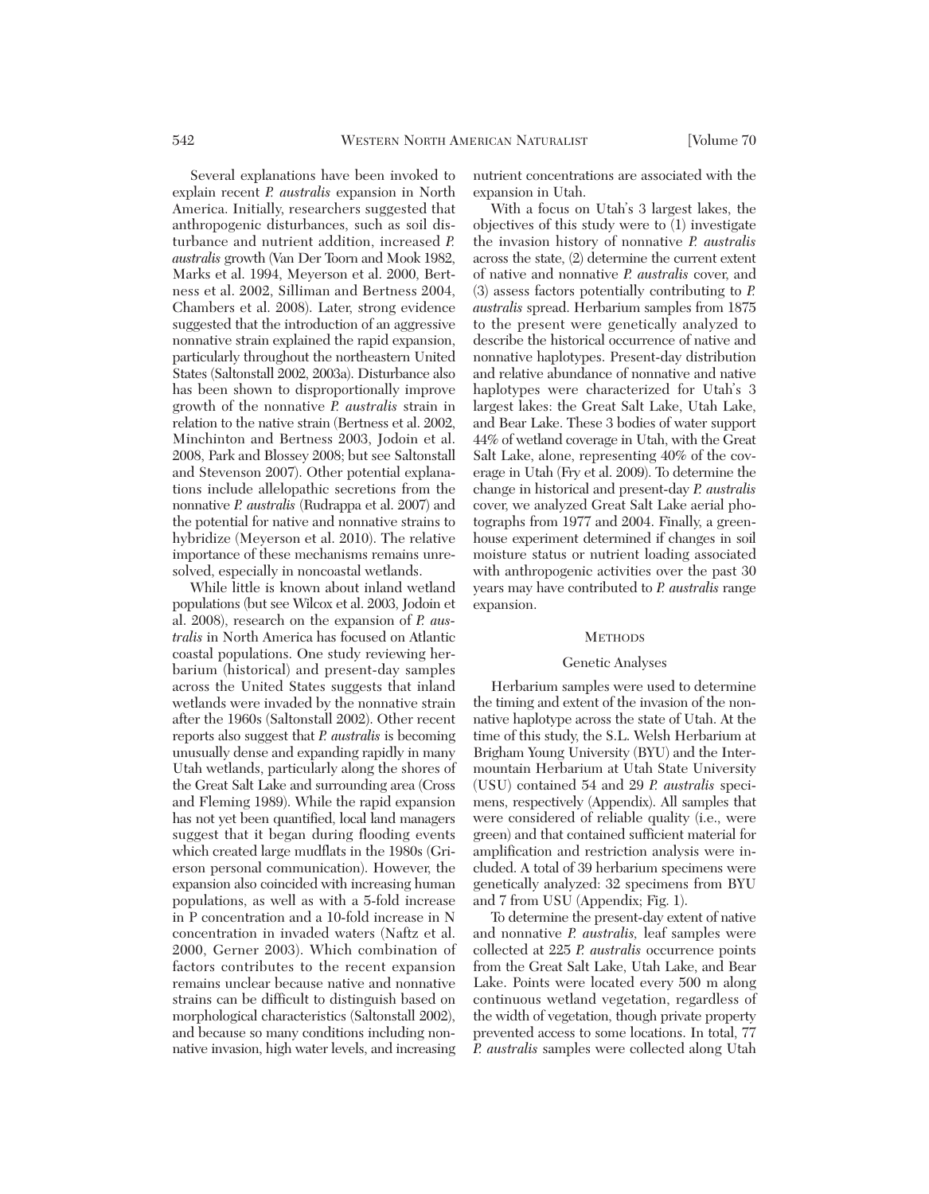Several explanations have been invoked to explain recent *P. australis* expansion in North America. Initially, researchers suggested that anthropogenic disturbances, such as soil disturbance and nutrient addition, increased *P. australis* growth (Van Der Toorn and Mook 1982, Marks et al. 1994, Meyerson et al. 2000, Bertness et al. 2002, Silliman and Bertness 2004, Chambers et al. 2008). Later, strong evidence suggested that the introduction of an aggressive nonnative strain explained the rapid expansion, particularly throughout the northeastern United States (Saltonstall 2002, 2003a). Disturbance also has been shown to disproportionally improve growth of the nonnative *P. australis* strain in relation to the native strain (Bertness et al. 2002, Minchinton and Bertness 2003, Jodoin et al. 2008, Park and Blossey 2008; but see Saltonstall and Stevenson 2007). Other potential explanations include allelopathic secretions from the nonnative *P. australis* (Rudrappa et al. 2007) and the potential for native and nonnative strains to hybridize (Meyerson et al. 2010). The relative importance of these mechanisms remains unresolved, especially in noncoastal wetlands.

While little is known about inland wetland populations (but see Wilcox et al. 2003, Jodoin et al. 2008), research on the expansion of *P. australis* in North America has focused on Atlantic coastal populations. One study reviewing herbarium (historical) and present-day samples across the United States suggests that inland wetlands were invaded by the nonnative strain after the 1960s (Saltonstall 2002). Other recent reports also suggest that *P. australis* is becoming unusually dense and expanding rapidly in many Utah wetlands, particularly along the shores of the Great Salt Lake and surrounding area (Cross and Fleming 1989). While the rapid expansion has not yet been quantified, local land managers suggest that it began during flooding events which created large mudflats in the 1980s (Grierson personal communication). However, the expansion also coincided with increasing human populations, as well as with a 5-fold increase in P concentration and a 10-fold increase in N concentration in invaded waters (Naftz et al. 2000, Gerner 2003). Which combination of factors contributes to the recent expansion remains unclear because native and nonnative strains can be difficult to distinguish based on morphological characteristics (Saltonstall 2002), and because so many conditions including nonnative invasion, high water levels, and increasing nutrient concentrations are associated with the expansion in Utah.

With a focus on Utah's 3 largest lakes, the objectives of this study were to (1) investigate the invasion history of nonnative *P. australis* across the state, (2) determine the current extent of native and nonnative *P. australis* cover, and (3) assess factors potentially contributing to *P. australis* spread. Herbarium samples from 1875 to the present were genetically analyzed to describe the historical occurrence of native and nonnative haplotypes. Present-day distribution and relative abundance of nonnative and native haplotypes were characterized for Utah's 3 largest lakes: the Great Salt Lake, Utah Lake, and Bear Lake. These 3 bodies of water support 44% of wetland coverage in Utah, with the Great Salt Lake, alone, representing 40% of the coverage in Utah (Fry et al. 2009). To determine the change in historical and present-day *P. australis* cover, we analyzed Great Salt Lake aerial photographs from 1977 and 2004. Finally, a greenhouse experiment determined if changes in soil moisture status or nutrient loading associated with anthropogenic activities over the past 30 years may have contributed to *P. australis* range expansion.

## METHODS

### Genetic Analyses

Herbarium samples were used to determine the timing and extent of the invasion of the nonnative haplotype across the state of Utah. At the time of this study, the S.L. Welsh Herbarium at Brigham Young University (BYU) and the Intermountain Herbarium at Utah State University (USU) contained 54 and 29 *P. australis* specimens, respectively (Appendix). All samples that were considered of reliable quality (i.e., were green) and that contained sufficient material for amplification and restriction analysis were included. A total of 39 herbarium specimens were genetically analyzed: 32 specimens from BYU and 7 from USU (Appendix; Fig. 1).

To determine the present-day extent of native and nonnative *P. australis*, leaf samples were collected at 225 *P. australis* occurrence points from the Great Salt Lake, Utah Lake, and Bear Lake. Points were located every 500 m along continuous wetland vegetation, regardless of the width of vegetation, though private property prevented access to some locations. In total, 77 *P. australis* samples were collected along Utah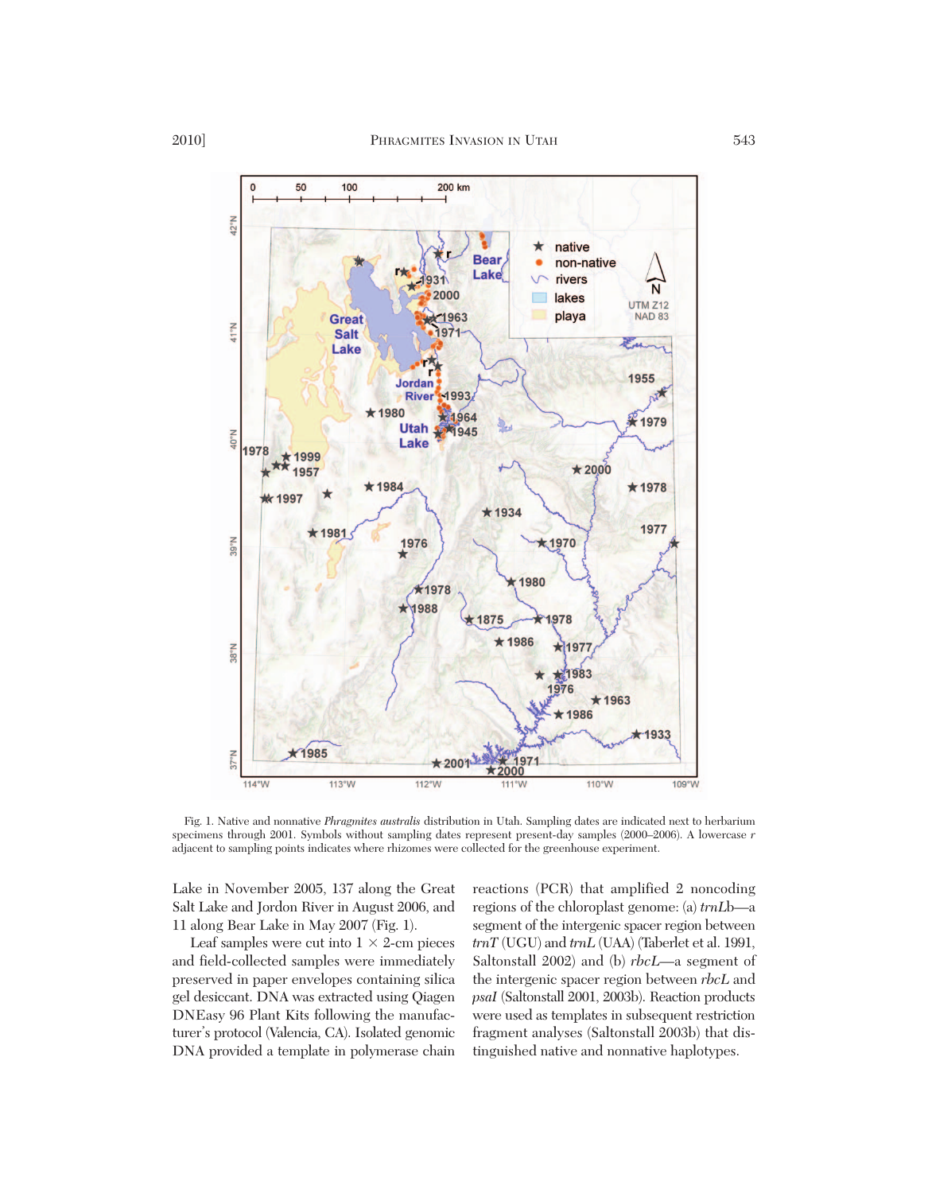Fig. 1. Native and nonnative *Phragmites australis* distribution in Utah. Sampling dates are indicated next to herbarium specimens through 2001. Symbols without sampling dates represent present-day samples (2000–2006). A lowercase *r* adjacent to sampling points indicates where rhizomes were collected for the greenhouse experiment.

Lake in November 2005, 137 along the Great Salt Lake and Jordon River in August 2006, and 11 along Bear Lake in May 2007 (Fig. 1).

Leaf samples were cut into 1 × 2-cm pieces and field-collected samples were immediately preserved in paper envelopes containing silica gel desiccant. DNA was extracted using Qiagen DNEasy 96 Plant Kits following the manufacturer's protocol (Valencia, CA). Isolated genomic DNA provided a template in polymerase chain reactions (PCR) that amplified 2 noncoding regions of the chloroplast genome: (a) *trnL*b—a segment of the intergenic spacer region between *trnT* (UGU) and *trnL* (UAA) (Taberlet et al. 1991, Saltonstall 2002) and (b) *rbcL*—a segment of the intergenic spacer region between *rbcL* and *psaI* (Saltonstall 2001, 2003b). Reaction products were used as templates in subsequent restriction fragment analyses (Saltonstall 2003b) that distinguished native and nonnative haplotypes.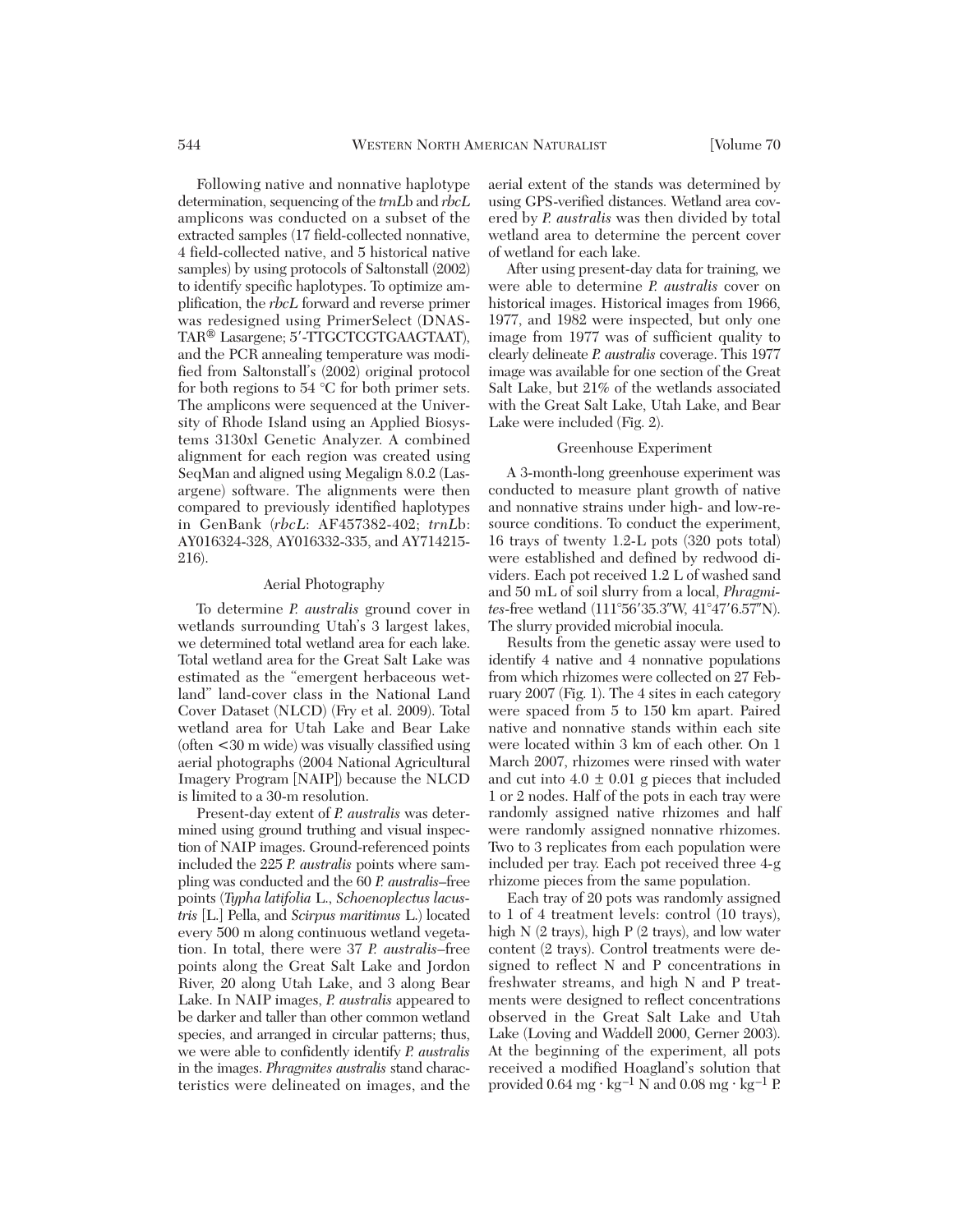Following native and nonnative haplotype determination, sequencing of the *trnL*b and *rbcL* amplicons was conducted on a subset of the extracted samples (17 field-collected nonnative, 4 field-collected native, and 5 historical native samples) by using protocols of Saltonstall (2002) to identify specific haplotypes. To optimize amplification, the *rbcL* forward and reverse primer was redesigned using PrimerSelect (DNASTAR® Lasargene; 5′-TTGCTCGTGAAGTAAT), and the PCR annealing temperature was modified from Saltonstall's (2002) original protocol for both regions to 54 °C for both primer sets. The amplicons were sequenced at the University of Rhode Island using an Applied Biosystems 3130xl Genetic Analyzer. A combined alignment for each region was created using SeqMan and aligned using Megalign 8.0.2 (Lasargene) software. The alignments were then compared to previously identified haplotypes in GenBank (*rbcL*: AF457382-402; *trnL*b: AY016324-328, AY016332-335, and AY714215-216).

### Aerial Photography

To determine *P. australis* ground cover in wetlands surrounding Utah's 3 largest lakes, we determined total wetland area for each lake. Total wetland area for the Great Salt Lake was estimated as the "emergent herbaceous wetland" land-cover class in the National Land Cover Dataset (NLCD) (Fry et al. 2009). Total wetland area for Utah Lake and Bear Lake (often <30 m wide) was visually classified using aerial photographs (2004 National Agricultural Imagery Program [NAIP]) because the NLCD is limited to a 30-m resolution.

Present-day extent of *P. australis* was determined using ground truthing and visual inspection of NAIP images. Ground-referenced points included the 225 *P. australis* points where sampling was conducted and the 60 *P. australis*–free points (*Typha latifolia* L., *Schoenoplectus lacustris* [L.] Pella, and *Scirpus maritimus* L.) located every 500 m along continuous wetland vegetation. In total, there were 37 *P. australis*–free points along the Great Salt Lake and Jordon River, 20 along Utah Lake, and 3 along Bear Lake. In NAIP images, *P. australis* appeared to be darker and taller than other common wetland species, and arranged in circular patterns; thus, we were able to confidently identify *P. australis* in the images. *Phragmites australis* stand characteristics were delineated on images, and the aerial extent of the stands was determined by using GPS-verified distances. Wetland area covered by *P. australis* was then divided by total wetland area to determine the percent cover of wetland for each lake.

After using present-day data for training, we were able to determine *P. australis* cover on historical images. Historical images from 1966, 1977, and 1982 were inspected, but only one image from 1977 was of sufficient quality to clearly delineate *P. australis* coverage. This 1977 image was available for one section of the Great Salt Lake, but 21% of the wetlands associated with the Great Salt Lake, Utah Lake, and Bear Lake were included (Fig. 2).

### Greenhouse Experiment

A 3-month-long greenhouse experiment was conducted to measure plant growth of native and nonnative strains under high- and low-resource conditions. To conduct the experiment, 16 trays of twenty 1.2-L pots (320 pots total) were established and defined by redwood dividers. Each pot received 1.2 L of washed sand and 50 mL of soil slurry from a local, *Phragmites*-free wetland (111°56′35.3″W, 41°47′6.57″N). The slurry provided microbial inocula.

Results from the genetic assay were used to identify 4 native and 4 nonnative populations from which rhizomes were collected on 27 February 2007 (Fig. 1). The 4 sites in each category were spaced from 5 to 150 km apart. Paired native and nonnative stands within each site were located within 3 km of each other. On 1 March 2007, rhizomes were rinsed with water and cut into 4.0 ± 0.01 g pieces that included 1 or 2 nodes. Half of the pots in each tray were randomly assigned native rhizomes and half were randomly assigned nonnative rhizomes. Two to 3 replicates from each population were included per tray. Each pot received three 4-g rhizome pieces from the same population.

Each tray of 20 pots was randomly assigned to 1 of 4 treatment levels: control (10 trays), high N (2 trays), high P (2 trays), and low water content (2 trays). Control treatments were designed to reflect N and P concentrations in freshwater streams, and high N and P treatments were designed to reflect concentrations observed in the Great Salt Lake and Utah Lake (Loving and Waddell 2000, Gerner 2003). At the beginning of the experiment, all pots received a modified Hoagland's solution that provided $0.64 \text{ mg} \cdot \text{kg}^{-1}$ N and $0.08 \text{ mg} \cdot \text{kg}^{-1}$ P.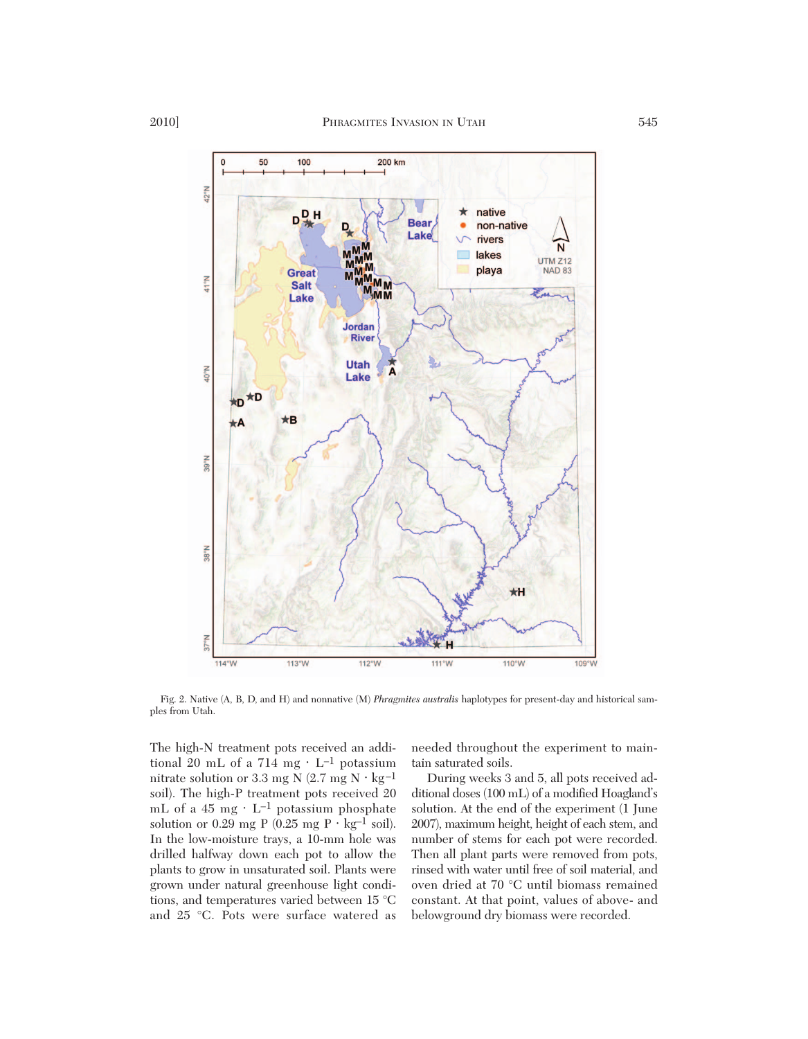Fig. 2. Native (A, B, D, and H) and nonnative (M) *Phragmites australis* haplotypes for present-day and historical samples from Utah.

The high-N treatment pots received an additional 20 mL of a 714 mg · L$^{-1}$ potassium nitrate solution or 3.3 mg N (2.7 mg N · kg$^{-1}$ soil). The high-P treatment pots received 20 mL of a 45 mg · L$^{-1}$ potassium phosphate solution or 0.29 mg P (0.25 mg P · kg$^{-1}$ soil). In the low-moisture trays, a 10-mm hole was drilled halfway down each pot to allow the plants to grow in unsaturated soil. Plants were grown under natural greenhouse light conditions, and temperatures varied between 15 °C and 25 °C. Pots were surface watered as needed throughout the experiment to maintain saturated soils.

During weeks 3 and 5, all pots received additional doses (100 mL) of a modified Hoagland's solution. At the end of the experiment (1 June 2007), maximum height, height of each stem, and number of stems for each pot were recorded. Then all plant parts were removed from pots, rinsed with water until free of soil material, and oven dried at 70 °C until biomass remained constant. At that point, values of above- and belowground dry biomass were recorded.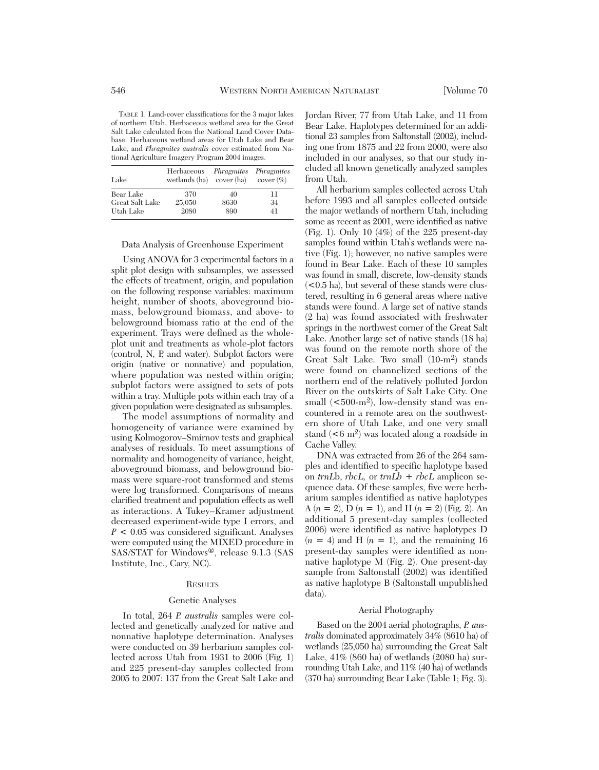TABLE 1. Land-cover classifications for the 3 major lakes of northern Utah. Herbaceous wetland area for the Great Salt Lake calculated from the National Land Cover Database. Herbaceous wetland areas for Utah Lake and Bear Lake, and *Phragmites australis* cover estimated from National Agriculture Imagery Program 2004 images.

| Lake | Herbaceous wetlands (ha) | *Phragmites* cover (ha) | *Phragmites* cover (%) |
|---|---|---|---|
| Bear Lake | 370 | 40 | 11 |
| Great Salt Lake | 25,050 | 8630 | 34 |
| Utah Lake | 2080 | 890 | 41 |

### Data Analysis of Greenhouse Experiment

Using ANOVA for 3 experimental factors in a split plot design with subsamples, we assessed the effects of treatment, origin, and population on the following response variables: maximum height, number of shoots, aboveground biomass, belowground biomass, and above- to belowground biomass ratio at the end of the experiment. Trays were defined as the whole-plot unit and treatments as whole-plot factors (control, N, P, and water). Subplot factors were origin (native or nonnative) and population, where population was nested within origin; subplot factors were assigned to sets of pots within a tray. Multiple pots within each tray of a given population were designated as subsamples.

The model assumptions of normality and homogeneity of variance were examined by using Kolmogorov–Smirnov tests and graphical analyses of residuals. To meet assumptions of normality and homogeneity of variance, height, aboveground biomass, and belowground biomass were square-root transformed and stems were log transformed. Comparisons of means clarified treatment and population effects as well as interactions. A Tukey–Kramer adjustment decreased experiment-wide type I errors, and $P < 0.05$ was considered significant. Analyses were computed using the MIXED procedure in SAS/STAT for Windows®, release 9.1.3 (SAS Institute, Inc., Cary, NC).

## RESULTS

### Genetic Analyses

In total, 264 *P. australis* samples were collected and genetically analyzed for native and nonnative haplotype determination. Analyses were conducted on 39 herbarium samples collected across Utah from 1931 to 2006 (Fig. 1) and 225 present-day samples collected from 2005 to 2007: 137 from the Great Salt Lake and Jordan River, 77 from Utah Lake, and 11 from Bear Lake. Haplotypes determined for an additional 23 samples from Saltonstall (2002), including one from 1875 and 22 from 2000, were also included in our analyses, so that our study included all known genetically analyzed samples from Utah.

All herbarium samples collected across Utah before 1993 and all samples collected outside the major wetlands of northern Utah, including some as recent as 2001, were identified as native (Fig. 1). Only 10 (4%) of the 225 present-day samples found within Utah's wetlands were native (Fig. 1); however, no native samples were found in Bear Lake. Each of these 10 samples was found in small, discrete, low-density stands (<0.5 ha), but several of these stands were clustered, resulting in 6 general areas where native stands were found. A large set of native stands (2 ha) was found associated with freshwater springs in the northwest corner of the Great Salt Lake. Another large set of native stands (18 ha) was found on the remote north shore of the Great Salt Lake. Two small (10-$m^2$) stands were found on channelized sections of the northern end of the relatively polluted Jordon River on the outskirts of Salt Lake City. One small (<500-$m^2$), low-density stand was encountered in a remote area on the southwestern shore of Utah Lake, and one very small stand (<6 $m^2$) was located along a roadside in Cache Valley.

DNA was extracted from 26 of the 264 samples and identified to specific haplotype based on *trnL*b, *rbcL,* or *trnLb + rbcL* amplicon sequence data. Of these samples, five were herbarium samples identified as native haplotypes A ($n = 2$), D ($n = 1$), and H ($n = 2$) (Fig. 2). An additional 5 present-day samples (collected 2006) were identified as native haplotypes D ($n = 4$) and H ($n = 1$), and the remaining 16 present-day samples were identified as nonnative haplotype M (Fig. 2). One present-day sample from Saltonstall (2002) was identified as native haplotype B (Saltonstall unpublished data).

### Aerial Photography

Based on the 2004 aerial photographs, *P. australis* dominated approximately 34% (8610 ha) of wetlands (25,050 ha) surrounding the Great Salt Lake, 41% (860 ha) of wetlands (2080 ha) surrounding Utah Lake, and 11% (40 ha) of wetlands (370 ha) surrounding Bear Lake (Table 1; Fig. 3).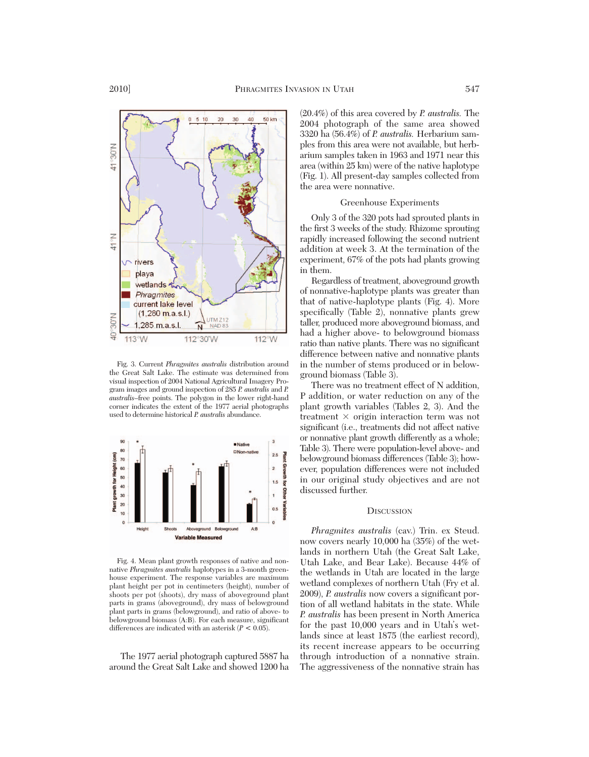Fig. 3. Current *Phragmites australis* distribution around the Great Salt Lake. The estimate was determined from visual inspection of 2004 National Agricultural Imagery Program images and ground inspection of 285 *P. australis* and *P. australis*–free points. The polygon in the lower right-hand corner indicates the extent of the 1977 aerial photographs used to determine historical *P. australis* abundance.

Fig. 4. Mean plant growth responses of native and nonnative *Phragmites australis* haplotypes in a 3-month greenhouse experiment. The response variables are maximum plant height per pot in centimeters (height), number of shoots per pot (shoots), dry mass of aboveground plant parts in grams (aboveground), dry mass of belowground plant parts in grams (belowground), and ratio of above- to belowground biomass (A:B). For each measure, significant differences are indicated with an asterisk ($P < 0.05$).

The 1977 aerial photograph captured 5887 ha around the Great Salt Lake and showed 1200 ha (20.4%) of this area covered by *P. australis*. The 2004 photograph of the same area showed 3320 ha (56.4%) of *P. australis*. Herbarium samples from this area were not available, but herbarium samples taken in 1963 and 1971 near this area (within 25 km) were of the native haplotype (Fig. 1). All present-day samples collected from the area were nonnative.

## Greenhouse Experiments

Only 3 of the 320 pots had sprouted plants in the first 3 weeks of the study. Rhizome sprouting rapidly increased following the second nutrient addition at week 3. At the termination of the experiment, 67% of the pots had plants growing in them.

Regardless of treatment, aboveground growth of nonnative-haplotype plants was greater than that of native-haplotype plants (Fig. 4). More specifically (Table 2), nonnative plants grew taller, produced more aboveground biomass, and had a higher above- to belowground biomass ratio than native plants. There was no significant difference between native and nonnative plants in the number of stems produced or in belowground biomass (Table 3).

There was no treatment effect of N addition, P addition, or water reduction on any of the plant growth variables (Tables 2, 3). And the treatment × origin interaction term was not significant (i.e., treatments did not affect native or nonnative plant growth differently as a whole; Table 3). There were population-level above- and belowground biomass differences (Table 3); however, population differences were not included in our original study objectives and are not discussed further.

## Discussion

*Phragmites australis* (cav.) Trin. ex Steud. now covers nearly 10,000 ha (35%) of the wetlands in northern Utah (the Great Salt Lake, Utah Lake, and Bear Lake). Because 44% of the wetlands in Utah are located in the large wetland complexes of northern Utah (Fry et al. 2009), *P. australis* now covers a significant portion of all wetland habitats in the state. While *P. australis* has been present in North America for the past 10,000 years and in Utah's wetlands since at least 1875 (the earliest record), its recent increase appears to be occurring through introduction of a nonnative strain. The aggressiveness of the nonnative strain has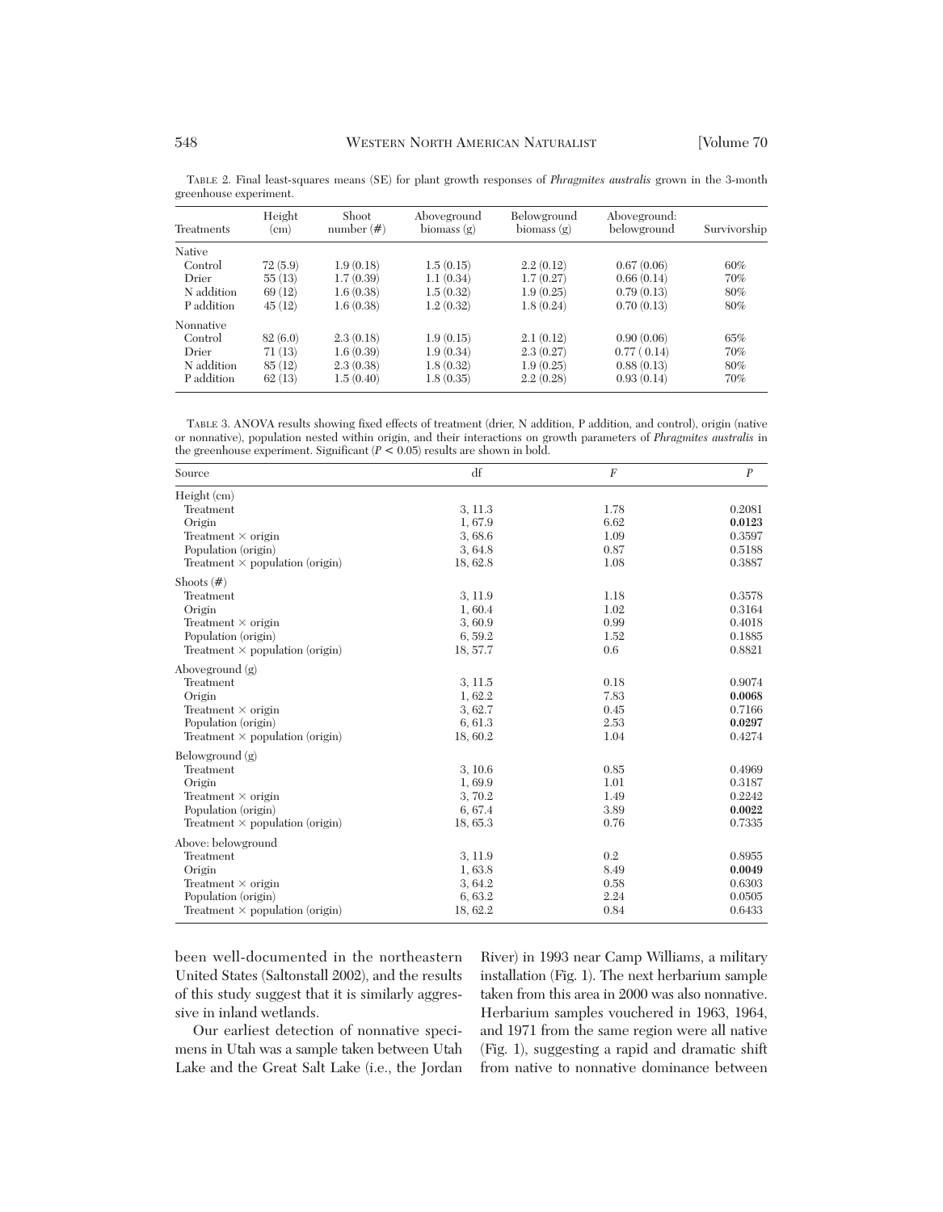TABLE 2. Final least-squares means (SE) for plant growth responses of *Phragmites australis* grown in the 3-month greenhouse experiment.

| Treatments | Height (cm) | Shoot number (#) | Aboveground biomass (g) | Belowground biomass (g) | Aboveground: belowground | Survivorship |
|---|---|---|---|---|---|---|
| Native | | | | | | |
| Control | 72 (5.9) | 1.9 (0.18) | 1.5 (0.15) | 2.2 (0.12) | 0.67 (0.06) | 60% |
| Drier | 55 (13) | 1.7 (0.39) | 1.1 (0.34) | 1.7 (0.27) | 0.66 (0.14) | 70% |
| N addition | 69 (12) | 1.6 (0.38) | 1.5 (0.32) | 1.9 (0.25) | 0.79 (0.13) | 80% |
| P addition | 45 (12) | 1.6 (0.38) | 1.2 (0.32) | 1.8 (0.24) | 0.70 (0.13) | 80% |
| Nonnative | | | | | | |
| Control | 82 (6.0) | 2.3 (0.18) | 1.9 (0.15) | 2.1 (0.12) | 0.90 (0.06) | 65% |
| Drier | 71 (13) | 1.6 (0.39) | 1.9 (0.34) | 2.3 (0.27) | 0.77 ( 0.14) | 70% |
| N addition | 85 (12) | 2.3 (0.38) | 1.8 (0.32) | 1.9 (0.25) | 0.88 (0.13) | 80% |
| P addition | 62 (13) | 1.5 (0.40) | 1.8 (0.35) | 2.2 (0.28) | 0.93 (0.14) | 70% |

TABLE 3. ANOVA results showing fixed effects of treatment (drier, N addition, P addition, and control), origin (native or nonnative), population nested within origin, and their interactions on growth parameters of *Phragmites australis* in the greenhouse experiment. Significant ($P < 0.05$) results are shown in bold.

| Source | df | $F$ | $P$ |
|---|---|---|---|
| Height (cm) | | | |
| Treatment | 3, 11.3 | 1.78 | 0.2081 |
| Origin | 1, 67.9 | 6.62 | **0.0123** |
| Treatment × origin | 3, 68.6 | 1.09 | 0.3597 |
| Population (origin) | 3, 64.8 | 0.87 | 0.5188 |
| Treatment × population (origin) | 18, 62.8 | 1.08 | 0.3887 |
| Shoots (#) | | | |
| Treatment | 3, 11.9 | 1.18 | 0.3578 |
| Origin | 1, 60.4 | 1.02 | 0.3164 |
| Treatment × origin | 3, 60.9 | 0.99 | 0.4018 |
| Population (origin) | 6, 59.2 | 1.52 | 0.1885 |
| Treatment × population (origin) | 18, 57.7 | 0.6 | 0.8821 |
| Aboveground (g) | | | |
| Treatment | 3, 11.5 | 0.18 | 0.9074 |
| Origin | 1, 62.2 | 7.83 | **0.0068** |
| Treatment × origin | 3, 62.7 | 0.45 | 0.7166 |
| Population (origin) | 6, 61.3 | 2.53 | **0.0297** |
| Treatment × population (origin) | 18, 60.2 | 1.04 | 0.4274 |
| Belowground (g) | | | |
| Treatment | 3, 10.6 | 0.85 | 0.4969 |
| Origin | 1, 69.9 | 1.01 | 0.3187 |
| Treatment × origin | 3, 70.2 | 1.49 | 0.2242 |
| Population (origin) | 6, 67.4 | 3.89 | **0.0022** |
| Treatment × population (origin) | 18, 65.3 | 0.76 | 0.7335 |
| Above: belowground | | | |
| Treatment | 3, 11.9 | 0.2 | 0.8955 |
| Origin | 1, 63.8 | 8.49 | **0.0049** |
| Treatment × origin | 3, 64.2 | 0.58 | 0.6303 |
| Population (origin) | 6, 63.2 | 2.24 | 0.0505 |
| Treatment × population (origin) | 18, 62.2 | 0.84 | 0.6433 |

been well-documented in the northeastern United States (Saltonstall 2002), and the results of this study suggest that it is similarly aggressive in inland wetlands.

Our earliest detection of nonnative specimens in Utah was a sample taken between Utah Lake and the Great Salt Lake (i.e., the Jordan River) in 1993 near Camp Williams, a military installation (Fig. 1). The next herbarium sample taken from this area in 2000 was also nonnative. Herbarium samples vouchered in 1963, 1964, and 1971 from the same region were all native (Fig. 1), suggesting a rapid and dramatic shift from native to nonnative dominance between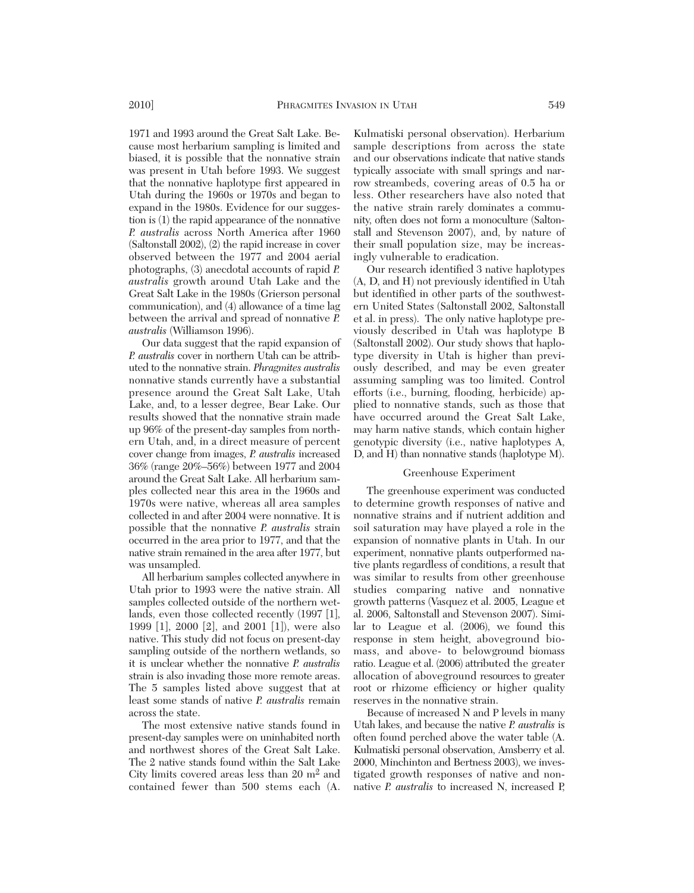1971 and 1993 around the Great Salt Lake. Because most herbarium sampling is limited and biased, it is possible that the nonnative strain was present in Utah before 1993. We suggest that the nonnative haplotype first appeared in Utah during the 1960s or 1970s and began to expand in the 1980s. Evidence for our suggestion is (1) the rapid appearance of the nonnative *P. australis* across North America after 1960 (Saltonstall 2002), (2) the rapid increase in cover observed between the 1977 and 2004 aerial photographs, (3) anecdotal accounts of rapid *P. australis* growth around Utah Lake and the Great Salt Lake in the 1980s (Grierson personal communication), and (4) allowance of a time lag between the arrival and spread of nonnative *P. australis* (Williamson 1996).

Our data suggest that the rapid expansion of *P. australis* cover in northern Utah can be attributed to the nonnative strain. *Phragmites australis* nonnative stands currently have a substantial presence around the Great Salt Lake, Utah Lake, and, to a lesser degree, Bear Lake. Our results showed that the nonnative strain made up 96% of the present-day samples from northern Utah, and, in a direct measure of percent cover change from images, *P. australis* increased 36% (range 20%–56%) between 1977 and 2004 around the Great Salt Lake. All herbarium samples collected near this area in the 1960s and 1970s were native, whereas all area samples collected in and after 2004 were nonnative. It is possible that the nonnative *P. australis* strain occurred in the area prior to 1977, and that the native strain remained in the area after 1977, but was unsampled.

All herbarium samples collected anywhere in Utah prior to 1993 were the native strain. All samples collected outside of the northern wetlands, even those collected recently (1997 [1], 1999 [1], 2000 [2], and 2001 [1]), were also native. This study did not focus on present-day sampling outside of the northern wetlands, so it is unclear whether the nonnative *P. australis* strain is also invading those more remote areas. The 5 samples listed above suggest that at least some stands of native *P. australis* remain across the state.

The most extensive native stands found in present-day samples were on uninhabited north and northwest shores of the Great Salt Lake. The 2 native stands found within the Salt Lake City limits covered areas less than 20 $m^2$ and contained fewer than 500 stems each (A. Kulmatiski personal observation). Herbarium sample descriptions from across the state and our observations indicate that native stands typically associate with small springs and narrow streambeds, covering areas of 0.5 ha or less. Other researchers have also noted that the native strain rarely dominates a community, often does not form a monoculture (Saltonstall and Stevenson 2007), and, by nature of their small population size, may be increasingly vulnerable to eradication.

Our research identified 3 native haplotypes (A, D, and H) not previously identified in Utah but identified in other parts of the southwestern United States (Saltonstall 2002, Saltonstall et al. in press). The only native haplotype previously described in Utah was haplotype B (Saltonstall 2002). Our study shows that haplotype diversity in Utah is higher than previously described, and may be even greater assuming sampling was too limited. Control efforts (i.e., burning, flooding, herbicide) applied to nonnative stands, such as those that have occurred around the Great Salt Lake, may harm native stands, which contain higher genotypic diversity (i.e., native haplotypes A, D, and H) than nonnative stands (haplotype M).

## Greenhouse Experiment

The greenhouse experiment was conducted to determine growth responses of native and nonnative strains and if nutrient addition and soil saturation may have played a role in the expansion of nonnative plants in Utah. In our experiment, nonnative plants outperformed native plants regardless of conditions, a result that was similar to results from other greenhouse studies comparing native and nonnative growth patterns (Vasquez et al. 2005, League et al. 2006, Saltonstall and Stevenson 2007). Similar to League et al. (2006), we found this response in stem height, aboveground biomass, and above- to belowground biomass ratio. League et al. (2006) attributed the greater allocation of aboveground resources to greater root or rhizome efficiency or higher quality reserves in the nonnative strain.

Because of increased N and P levels in many Utah lakes, and because the native *P. australis* is often found perched above the water table (A. Kulmatiski personal observation, Amsberry et al. 2000, Minchinton and Bertness 2003), we investigated growth responses of native and nonnative *P. australis* to increased N, increased P,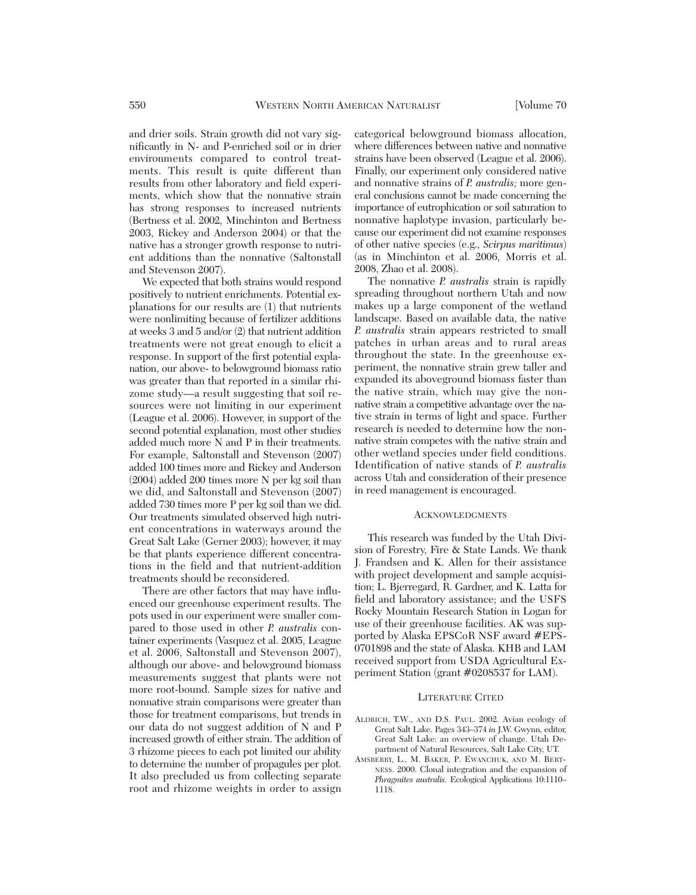and drier soils. Strain growth did not vary significantly in N- and P-enriched soil or in drier environments compared to control treatments. This result is quite different than results from other laboratory and field experiments, which show that the nonnative strain has strong responses to increased nutrients (Bertness et al. 2002, Minchinton and Bertness 2003, Rickey and Anderson 2004) or that the native has a stronger growth response to nutrient additions than the nonnative (Saltonstall and Stevenson 2007).

We expected that both strains would respond positively to nutrient enrichments. Potential explanations for our results are (1) that nutrients were nonlimiting because of fertilizer additions at weeks 3 and 5 and/or (2) that nutrient addition treatments were not great enough to elicit a response. In support of the first potential explanation, our above- to belowground biomass ratio was greater than that reported in a similar rhizome study—a result suggesting that soil resources were not limiting in our experiment (League et al. 2006). However, in support of the second potential explanation, most other studies added much more N and P in their treatments. For example, Saltonstall and Stevenson (2007) added 100 times more and Rickey and Anderson (2004) added 200 times more N per kg soil than we did, and Saltonstall and Stevenson (2007) added 730 times more P per kg soil than we did. Our treatments simulated observed high nutrient concentrations in waterways around the Great Salt Lake (Gerner 2003); however, it may be that plants experience different concentrations in the field and that nutrient-addition treatments should be reconsidered.

There are other factors that may have influenced our greenhouse experiment results. The pots used in our experiment were smaller compared to those used in other *P. australis* container experiments (Vasquez et al. 2005, League et al. 2006, Saltonstall and Stevenson 2007), although our above- and belowground biomass measurements suggest that plants were not more root-bound. Sample sizes for native and nonnative strain comparisons were greater than those for treatment comparisons, but trends in our data do not suggest addition of N and P increased growth of either strain. The addition of 3 rhizome pieces to each pot limited our ability to determine the number of propagules per plot. It also precluded us from collecting separate root and rhizome weights in order to assign categorical belowground biomass allocation, where differences between native and nonnative strains have been observed (League et al. 2006). Finally, our experiment only considered native and nonnative strains of *P. australis;* more general conclusions cannot be made concerning the importance of eutrophication or soil saturation to nonnative haplotype invasion, particularly because our experiment did not examine responses of other native species (e.g., *Scirpus maritimus*) (as in Minchinton et al. 2006, Morris et al. 2008, Zhao et al. 2008).

The nonnative *P. australis* strain is rapidly spreading throughout northern Utah and now makes up a large component of the wetland landscape. Based on available data, the native *P. australis* strain appears restricted to small patches in urban areas and to rural areas throughout the state. In the greenhouse experiment, the nonnative strain grew taller and expanded its aboveground biomass faster than the native strain, which may give the nonnative strain a competitive advantage over the native strain in terms of light and space. Further research is needed to determine how the nonnative strain competes with the native strain and other wetland species under field conditions. Identification of native stands of *P. australis* across Utah and consideration of their presence in reed management is encouraged.

## Acknowledgments

This research was funded by the Utah Division of Forestry, Fire & State Lands. We thank J. Frandsen and K. Allen for their assistance with project development and sample acquisition; L. Bjerregard, R. Gardner, and K. Latta for field and laboratory assistance; and the USFS Rocky Mountain Research Station in Logan for use of their greenhouse facilities. AK was supported by Alaska EPSCoR NSF award #EPS-0701898 and the state of Alaska. KHB and LAM received support from USDA Agricultural Experiment Station (grant #0208537 for LAM).

## Literature Cited

Aldrich, T.W., and D.S. Paul. 2002. Avian ecology of Great Salt Lake. Pages 343–374 *in* J.W. Gwynn, editor, Great Salt Lake: an overview of change. Utah Department of Natural Resources, Salt Lake City, UT.

Amsberry, L., M. Baker, P. Ewanchuk, and M. Bertness. 2000. Clonal integration and the expansion of *Phragmites australis.* Ecological Applications 10:1110–1118.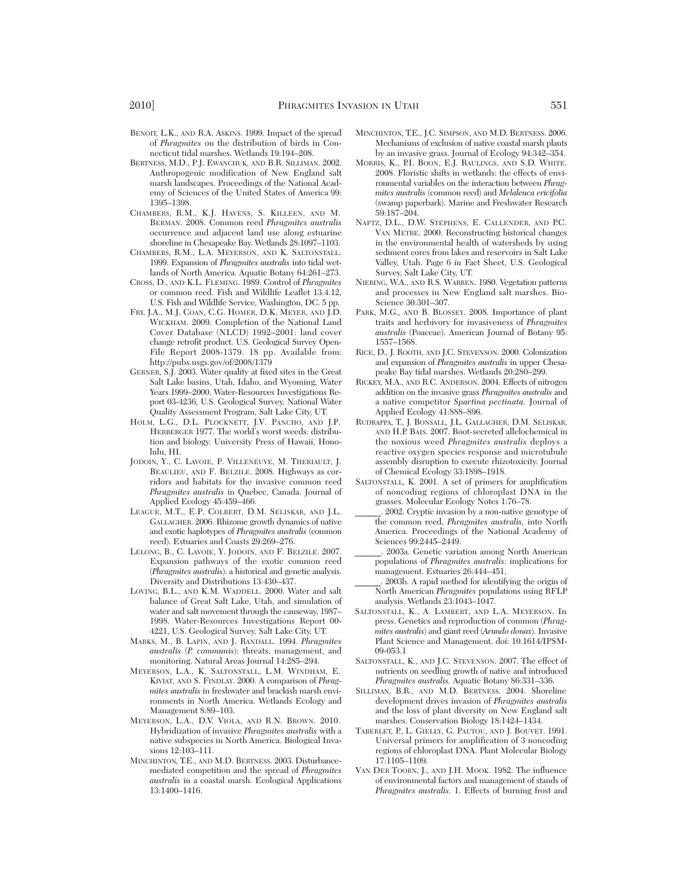Benoit, L.K., and R.A. Askins. 1999. Impact of the spread of *Phragmites* on the distribution of birds in Connecticut tidal marshes. Wetlands 19:194–208.

Bertness, M.D., P.J. Ewanchuk, and B.R. Silliman. 2002. Anthropogenic modification of New England salt marsh landscapes. Proceedings of the National Academy of Sciences of the United States of America 99: 1395–1398.

Chambers, R.M., K.J. Havens, S. Killeen, and M. Berman. 2008. Common reed *Phragmites australis* occurrence and adjacent land use along estuarine shoreline in Chesapeake Bay. Wetlands 28:1097–1103.

Chambers, R.M., L.A. Meyerson, and K. Saltonstall. 1999. Expansion of *Phragmites australis* into tidal wetlands of North America. Aquatic Botany 64:261–273.

Cross, D., and K.L. Fleming. 1989. Control of *Phragmites* or common reed. Fish and Wildlife Leaflet 13.4.12, U.S. Fish and Wildlife Service, Washington, DC. 5 pp.

Fry, J.A., M.J. Coan, C.G. Homer, D.K. Meyer, and J.D. Wickham. 2009. Completion of the National Land Cover Database (NLCD) 1992–2001: land cover change retrofit product. U.S. Geological Survey Open-File Report 2008-1379. 18 pp. Available from: http://pubs.usgs.gov/of/2008/1379

Gerner, S.J. 2003. Water quality at fixed sites in the Great Salt Lake basins, Utah, Idaho, and Wyoming, Water Years 1999–2000. Water-Resources Investigations Report 03-4236, U.S. Geological Survey, National Water Quality Assessment Program, Salt Lake City, UT.

Holm, L.G., D.L. Plocknett, J.V. Pancho, and J.P. Herberger 1977. The world's worst weeds: distribution and biology. University Press of Hawaii, Honolulu, HI.

Jodoin, Y., C. Lavoie, P. Villeneuve, M. Theriault, J. Beaulieu, and F. Belzile. 2008. Highways as corridors and habitats for the invasive common reed *Phragmites australis* in Quebec, Canada. Journal of Applied Ecology 45:459–466.

League, M.T., E.P. Colbert, D.M. Seliskar, and J.L. Gallagher. 2006. Rhizome growth dynamics of native and exotic haplotypes of *Phragmites australis* (common reed). Estuaries and Coasts 29:269–276.

Lelong, B., C. Lavoie, Y. Jodoin, and F. Belzile. 2007. Expansion pathways of the exotic common reed (*Phragmites australis*): a historical and genetic analysis. Diversity and Distributions 13:430–437.

Loving, B.L., and K.M. Waddell. 2000. Water and salt balance of Great Salt Lake, Utah, and simulation of water and salt movement through the causeway, 1987–1998. Water-Resources Investigations Report 00-4221, U.S. Geological Survey, Salt Lake City, UT.

Marks, M., B. Lapin, and J. Randall. 1994. *Phragmites australis* (*P. communis*): threats, management, and monitoring. Natural Areas Journal 14:285–294.

Meyerson, L.A., K. Saltonstall, L.M. Windham, E. Kiviat, and S. Findlay. 2000. A comparison of *Phragmites australis* in freshwater and brackish marsh environments in North America. Wetlands Ecology and Management 8:89–103.

Meyerson, L.A., D.V. Viola, and R.N. Brown. 2010. Hybridization of invasive *Phragmites australis* with a native subspecies in North America. Biological Invasions 12:103–111.

Minchinton, T.E., and M.D. Bertness. 2003. Disturbance-mediated competition and the spread of *Phragmites australis* in a coastal marsh. Ecological Applications 13:1400–1416.

Minchinton, T.E., J.C. Simpson, and M.D. Bertness. 2006. Mechanisms of exclusion of native coastal marsh plants by an invasive grass. Journal of Ecology 94:342–354.

Morris, K., P.I. Boon, E.J. Raulings, and S.D. White. 2008. Floristic shifts in wetlands: the effects of environmental variables on the interaction between *Phragmites australis* (common reed) and *Melaleuca ericifolia* (swamp paperbark). Marine and Freshwater Research 59:187–204.

Naftz, D.L., D.W. Stephens, E. Callender, and P.C. Van Metre. 2000. Reconstructing historical changes in the environmental health of watersheds by using sediment cores from lakes and reservoirs in Salt Lake Valley, Utah. Page 6 *in* Fact Sheet, U.S. Geological Survey, Salt Lake City, UT.

Niering, W.A., and R.S. Warren. 1980. Vegetation patterns and processes in New England salt marshes. BioScience 30:301–307.

Park, M.G., and B. Blossey. 2008. Importance of plant traits and herbivory for invasiveness of *Phragmites australis* (Poaceae). American Journal of Botany 95: 1557–1568.

Rice, D., J. Rooth, and J.C. Stevenson. 2000. Colonization and expansion of *Phragmites australis* in upper Chesapeake Bay tidal marshes. Wetlands 20:280–299.

Rickey, M.A., and R.C. Anderson. 2004. Effects of nitrogen addition on the invasive grass *Phragmites australis* and a native competitor *Spartina pectinata*. Journal of Applied Ecology 41:888–896.

Rudrappa, T., J. Bonsall, J.L. Gallagher, D.M. Seliskar, and H.P. Bais. 2007. Root-secreted allelochemical in the noxious weed *Phragmites australis* deploys a reactive oxygen species response and microtubule assembly disruption to execute rhizotoxicity. Journal of Chemical Ecology 33:1898–1918.

Saltonstall, K. 2001. A set of primers for amplification of noncoding regions of chloroplast DNA in the grasses. Molecular Ecology Notes 1:76–78.

______. 2002. Cryptic invasion by a non-native genotype of the common reed, *Phragmites australis*, into North America. Proceedings of the National Academy of Sciences 99:2445–2449.

______. 2003a. Genetic variation among North American populations of *Phragmites australis:* implications for management. Estuaries 26:444–451.

______. 2003b. A rapid method for identifying the origin of North American *Phragmites* populations using RFLP analysis. Wetlands 23:1043–1047.

Saltonstall, K., A. Lambert, and L.A. Meyerson. In press. Genetics and reproduction of common (*Phragmites australis*) and giant reed (*Arundo donax*). Invasive Plant Science and Management. doi: 10.1614/IPSM-09-053.1

Saltonstall, K., and J.C. Stevenson. 2007. The effect of nutrients on seedling growth of native and introduced *Phragmites australis.* Aquatic Botany 86:331–336.

Silliman, B.R., and M.D. Bertness. 2004. Shoreline development drives invasion of *Phragmites australis* and the loss of plant diversity on New England salt marshes. Conservation Biology 18:1424–1434.

Taberlet, P., L. Gielly, G. Pautou, and J. Bouvet. 1991. Universal primers for amplification of 3 noncoding regions of chloroplast DNA. Plant Molecular Biology 17:1105–1109.

Van der Toorn, J., and J.H. Mook. 1982. The influence of environmental factors and management of stands of *Phragmites australis.* 1. Effects of burning frost and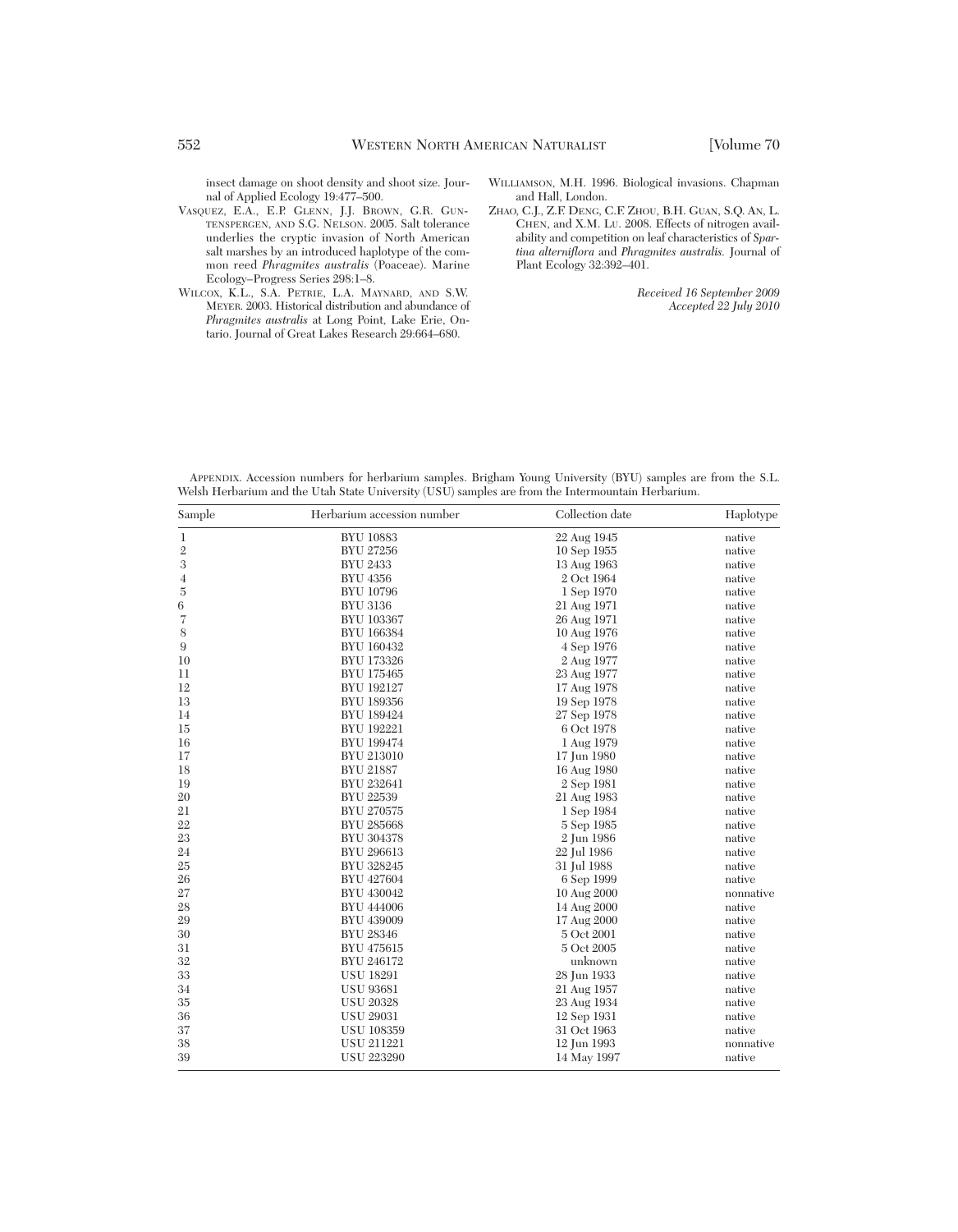insect damage on shoot density and shoot size. Journal of Applied Ecology 19:477–500.

Vasquez, E.A., E.P. Glenn, J.J. Brown, G.R. Guntenspergen, and S.G. Nelson. 2005. Salt tolerance underlies the cryptic invasion of North American salt marshes by an introduced haplotype of the common reed *Phragmites australis* (Poaceae). Marine Ecology–Progress Series 298:1–8.

Wilcox, K.L., S.A. Petrie, L.A. Maynard, and S.W. Meyer. 2003. Historical distribution and abundance of *Phragmites australis* at Long Point, Lake Erie, Ontario. Journal of Great Lakes Research 29:664–680.

Williamson, M.H. 1996. Biological invasions. Chapman and Hall, London.

Zhao, C.J., Z.F. Deng, C.F. Zhou, B.H. Guan, S.Q. An, L. Chen, and X.M. Lu. 2008. Effects of nitrogen availability and competition on leaf characteristics of *Spartina alterniflora* and *Phragmites australis.* Journal of Plant Ecology 32:392–401.

*Received 16 September 2009*
*Accepted 22 July 2010*

Appendix. Accession numbers for herbarium samples. Brigham Young University (BYU) samples are from the S.L. Welsh Herbarium and the Utah State University (USU) samples are from the Intermountain Herbarium.

| Sample | Herbarium accession number | Collection date | Haplotype |
|---|---|---|---|
| 1 | BYU 10883 | 22 Aug 1945 | native |
| 2 | BYU 27256 | 10 Sep 1955 | native |
| 3 | BYU 2433 | 13 Aug 1963 | native |
| 4 | BYU 4356 | 2 Oct 1964 | native |
| 5 | BYU 10796 | 1 Sep 1970 | native |
| 6 | BYU 3136 | 21 Aug 1971 | native |
| 7 | BYU 103367 | 26 Aug 1971 | native |
| 8 | BYU 166384 | 10 Aug 1976 | native |
| 9 | BYU 160432 | 4 Sep 1976 | native |
| 10 | BYU 173326 | 2 Aug 1977 | native |
| 11 | BYU 175465 | 23 Aug 1977 | native |
| 12 | BYU 192127 | 17 Aug 1978 | native |
| 13 | BYU 189356 | 19 Sep 1978 | native |
| 14 | BYU 189424 | 27 Sep 1978 | native |
| 15 | BYU 192221 | 6 Oct 1978 | native |
| 16 | BYU 199474 | 1 Aug 1979 | native |
| 17 | BYU 213010 | 17 Jun 1980 | native |
| 18 | BYU 21887 | 16 Aug 1980 | native |
| 19 | BYU 232641 | 2 Sep 1981 | native |
| 20 | BYU 22539 | 21 Aug 1983 | native |
| 21 | BYU 270575 | 1 Sep 1984 | native |
| 22 | BYU 285668 | 5 Sep 1985 | native |
| 23 | BYU 304378 | 2 Jun 1986 | native |
| 24 | BYU 296613 | 22 Jul 1986 | native |
| 25 | BYU 328245 | 31 Jul 1988 | native |
| 26 | BYU 427604 | 6 Sep 1999 | native |
| 27 | BYU 430042 | 10 Aug 2000 | nonnative |
| 28 | BYU 444006 | 14 Aug 2000 | native |
| 29 | BYU 439009 | 17 Aug 2000 | native |
| 30 | BYU 28346 | 5 Oct 2001 | native |
| 31 | BYU 475615 | 5 Oct 2005 | native |
| 32 | BYU 246172 | unknown | native |
| 33 | USU 18291 | 28 Jun 1933 | native |
| 34 | USU 93681 | 21 Aug 1957 | native |
| 35 | USU 20328 | 23 Aug 1934 | native |
| 36 | USU 29031 | 12 Sep 1931 | native |
| 37 | USU 108359 | 31 Oct 1963 | native |
| 38 | USU 211221 | 12 Jun 1993 | nonnative |
| 39 | USU 223290 | 14 May 1997 | native |